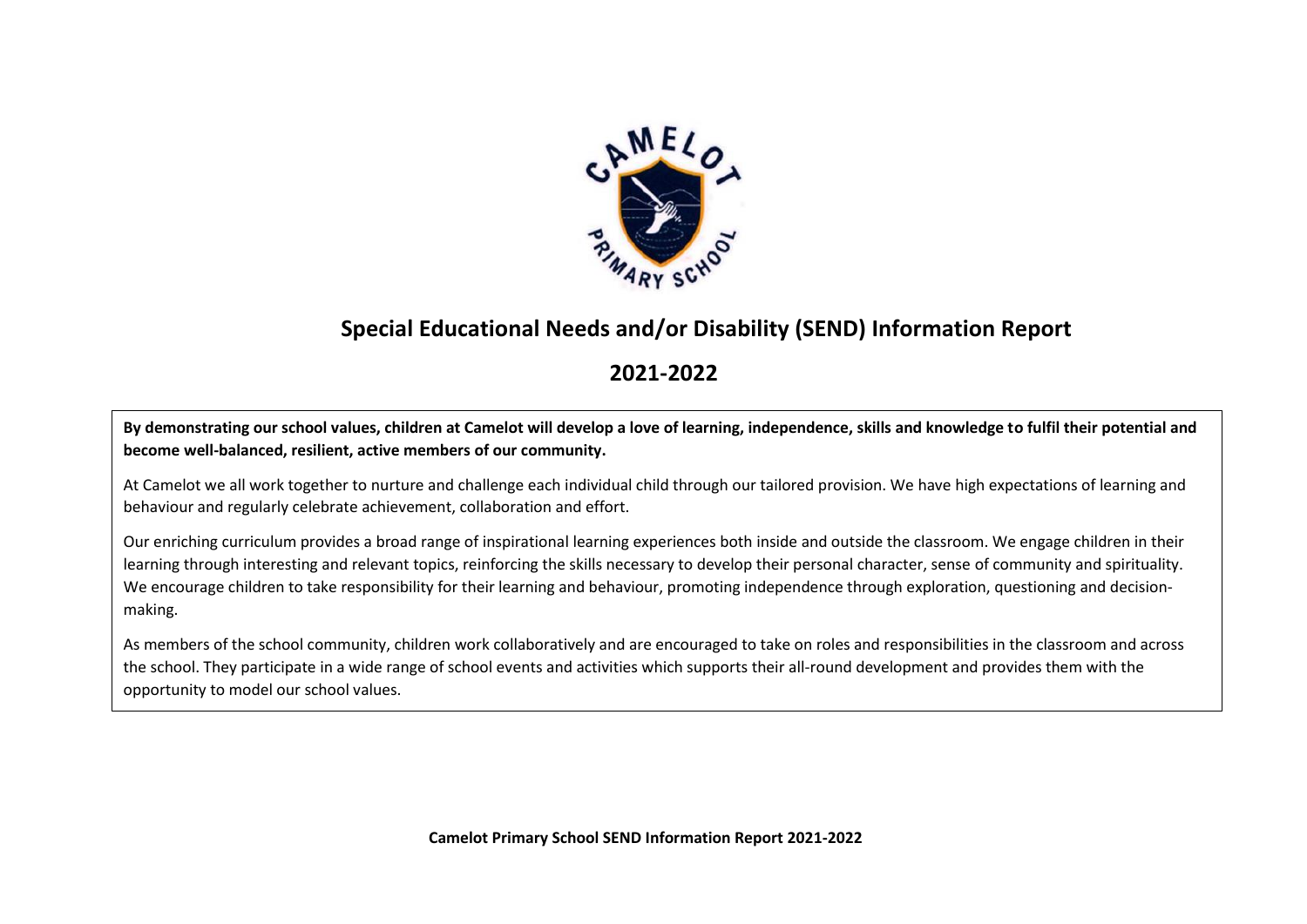# Special Educational Needs and/or Disability (SEND) Information Report

## 2021-2022

**By demonstrating our school values, children at Camelot will develop a love of learning, independence, skills and knowledge to fulfil their potential and become well-balanced, resilient, active members of our community.**

At Camelot we all work together to nurture and challenge each individual child through our tailored provision. We have high expectations of learning and behaviour and regularly celebrate achievement, collaboration and effort.

Our enriching curriculum provides a broad range of inspirational learning experiences both inside and outside the classroom. We engage children in their learning through interesting and relevant topics, reinforcing the skills necessary to develop their personal character, sense of community and spirituality. We encourage children to take responsibility for their learning and behaviour, promoting independence through exploration, questioning and decision-making.

As members of the school community, children work collaboratively and are encouraged to take on roles and responsibilities in the classroom and across the school. They participate in a wide range of school events and activities which supports their all-round development and provides them with the opportunity to model our school values.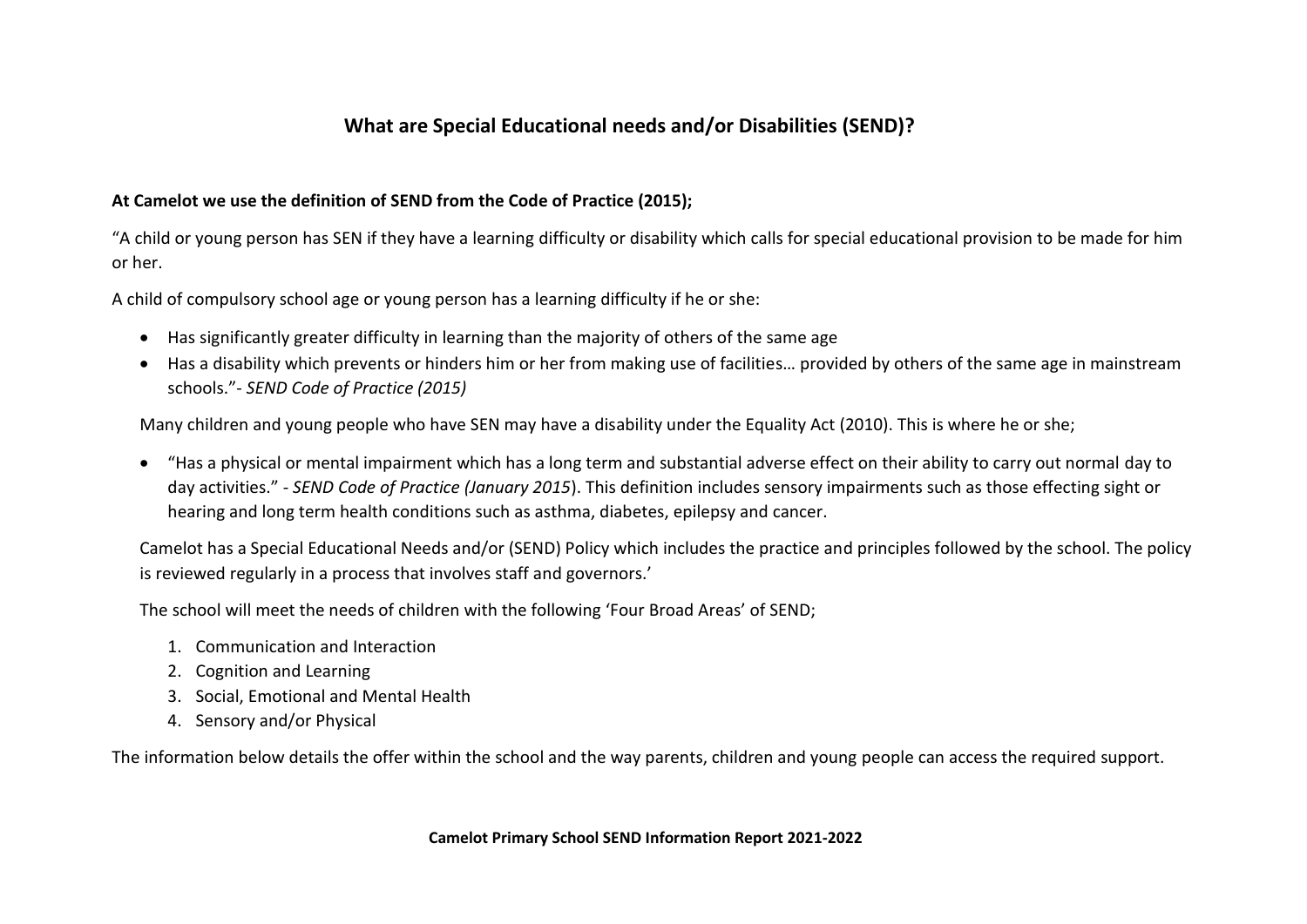## What are Special Educational needs and/or Disabilities (SEND)?

**At Camelot we use the definition of SEND from the Code of Practice (2015);**

"A child or young person has SEN if they have a learning difficulty or disability which calls for special educational provision to be made for him or her.

A child of compulsory school age or young person has a learning difficulty if he or she:

- Has significantly greater difficulty in learning than the majority of others of the same age
- Has a disability which prevents or hinders him or her from making use of facilities… provided by others of the same age in mainstream schools."- *SEND Code of Practice (2015)*

Many children and young people who have SEN may have a disability under the Equality Act (2010). This is where he or she;

- "Has a physical or mental impairment which has a long term and substantial adverse effect on their ability to carry out normal day to day activities." - *SEND Code of Practice (January 2015*). This definition includes sensory impairments such as those effecting sight or hearing and long term health conditions such as asthma, diabetes, epilepsy and cancer.

Camelot has a Special Educational Needs and/or (SEND) Policy which includes the practice and principles followed by the school. The policy is reviewed regularly in a process that involves staff and governors.'

The school will meet the needs of children with the following 'Four Broad Areas' of SEND;

1. Communication and Interaction
2. Cognition and Learning
3. Social, Emotional and Mental Health
4. Sensory and/or Physical

The information below details the offer within the school and the way parents, children and young people can access the required support.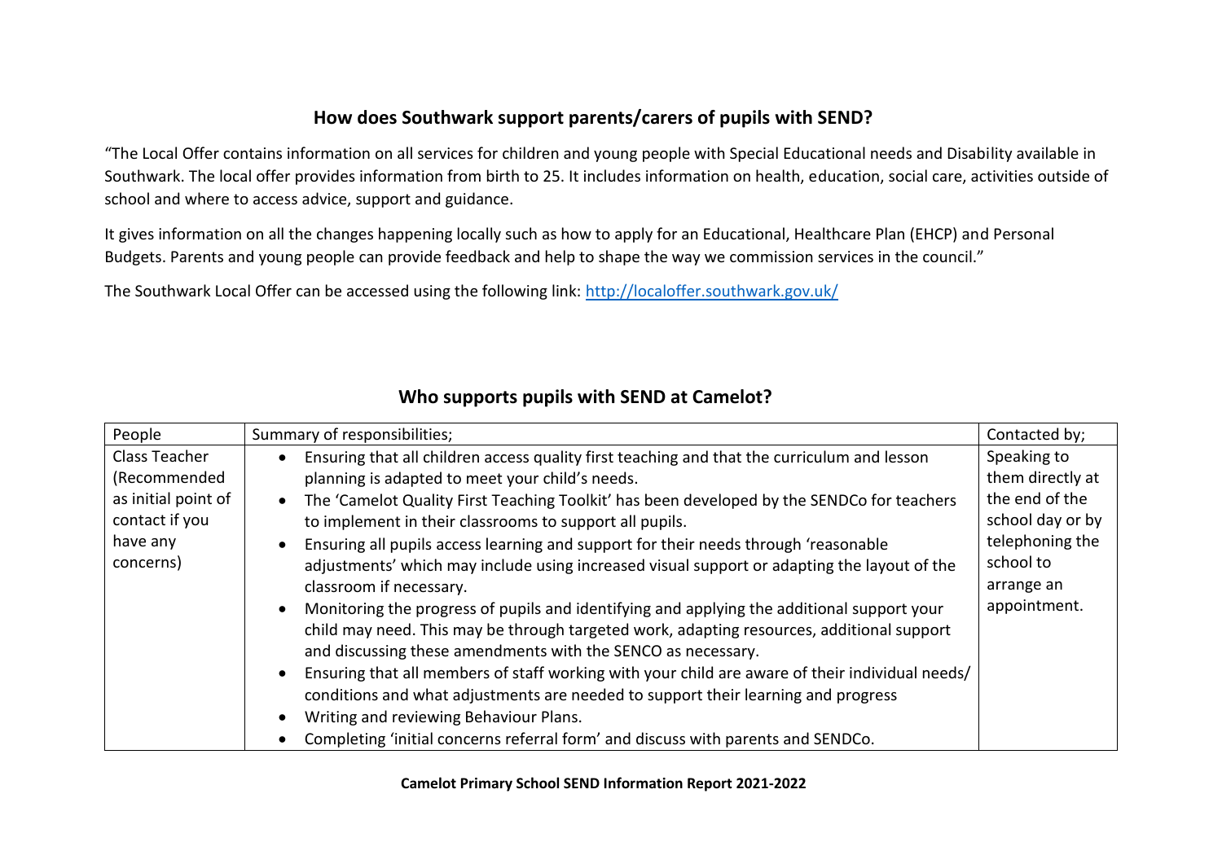## How does Southwark support parents/carers of pupils with SEND?

"The Local Offer contains information on all services for children and young people with Special Educational needs and Disability available in Southwark. The local offer provides information from birth to 25. It includes information on health, education, social care, activities outside of school and where to access advice, support and guidance.

It gives information on all the changes happening locally such as how to apply for an Educational, Healthcare Plan (EHCP) and Personal Budgets. Parents and young people can provide feedback and help to shape the way we commission services in the council."

The Southwark Local Offer can be accessed using the following link: [http://localoffer.southwark.gov.uk/](http://localoffer.southwark.gov.uk/)

## Who supports pupils with SEND at Camelot?

| People | Summary of responsibilities; | Contacted by; |
|---|---|---|
| Class Teacher (Recommended as initial point of contact if you have any concerns) | • Ensuring that all children access quality first teaching and that the curriculum and lesson planning is adapted to meet your child's needs.<br>• The 'Camelot Quality First Teaching Toolkit' has been developed by the SENDCo for teachers to implement in their classrooms to support all pupils.<br>• Ensuring all pupils access learning and support for their needs through 'reasonable adjustments' which may include using increased visual support or adapting the layout of the classroom if necessary.<br>• Monitoring the progress of pupils and identifying and applying the additional support your child may need. This may be through targeted work, adapting resources, additional support and discussing these amendments with the SENCO as necessary.<br>• Ensuring that all members of staff working with your child are aware of their individual needs/ conditions and what adjustments are needed to support their learning and progress<br>• Writing and reviewing Behaviour Plans.<br>• Completing 'initial concerns referral form' and discuss with parents and SENDCo. | Speaking to them directly at the end of the school day or by telephoning the school to arrange an appointment. |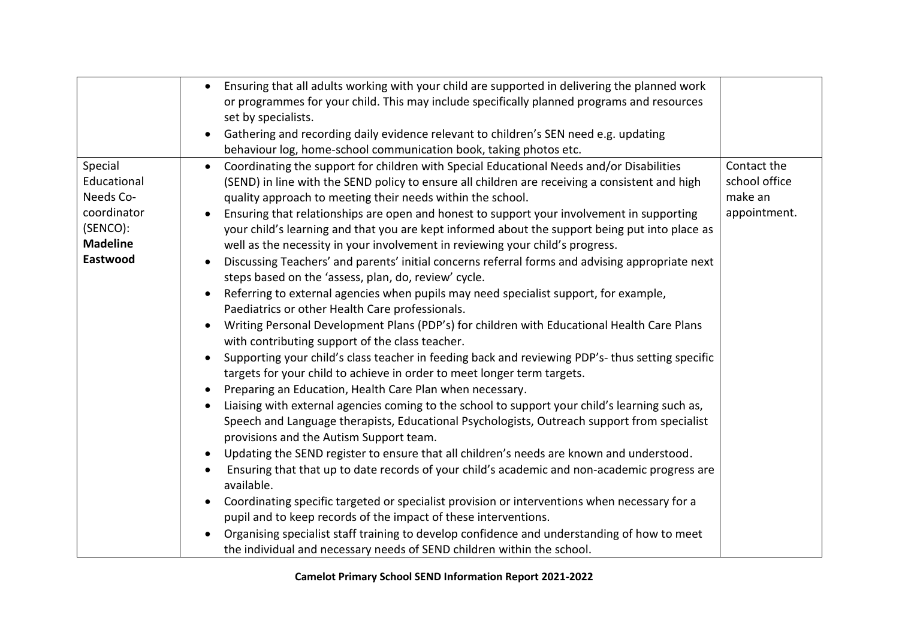| | | |
|---|---|---|
| | • Ensuring that all adults working with your child are supported in delivering the planned work or programmes for your child. This may include specifically planned programs and resources set by specialists.<br>• Gathering and recording daily evidence relevant to children's SEN need e.g. updating behaviour log, home-school communication book, taking photos etc. | |
| Special Educational Needs Co-coordinator (SENCO): **Madeline Eastwood** | • Coordinating the support for children with Special Educational Needs and/or Disabilities (SEND) in line with the SEND policy to ensure all children are receiving a consistent and high quality approach to meeting their needs within the school.<br>• Ensuring that relationships are open and honest to support your involvement in supporting your child's learning and that you are kept informed about the support being put into place as well as the necessity in your involvement in reviewing your child's progress.<br>• Discussing Teachers' and parents' initial concerns referral forms and advising appropriate next steps based on the 'assess, plan, do, review' cycle.<br>• Referring to external agencies when pupils may need specialist support, for example, Paediatrics or other Health Care professionals.<br>• Writing Personal Development Plans (PDP's) for children with Educational Health Care Plans with contributing support of the class teacher.<br>• Supporting your child's class teacher in feeding back and reviewing PDP's- thus setting specific targets for your child to achieve in order to meet longer term targets.<br>• Preparing an Education, Health Care Plan when necessary.<br>• Liaising with external agencies coming to the school to support your child's learning such as, Speech and Language therapists, Educational Psychologists, Outreach support from specialist provisions and the Autism Support team.<br>• Updating the SEND register to ensure that all children's needs are known and understood.<br>• Ensuring that that up to date records of your child's academic and non-academic progress are available.<br>• Coordinating specific targeted or specialist provision or interventions when necessary for a pupil and to keep records of the impact of these interventions.<br>• Organising specialist staff training to develop confidence and understanding of how to meet the individual and necessary needs of SEND children within the school. | Contact the school office make an appointment. |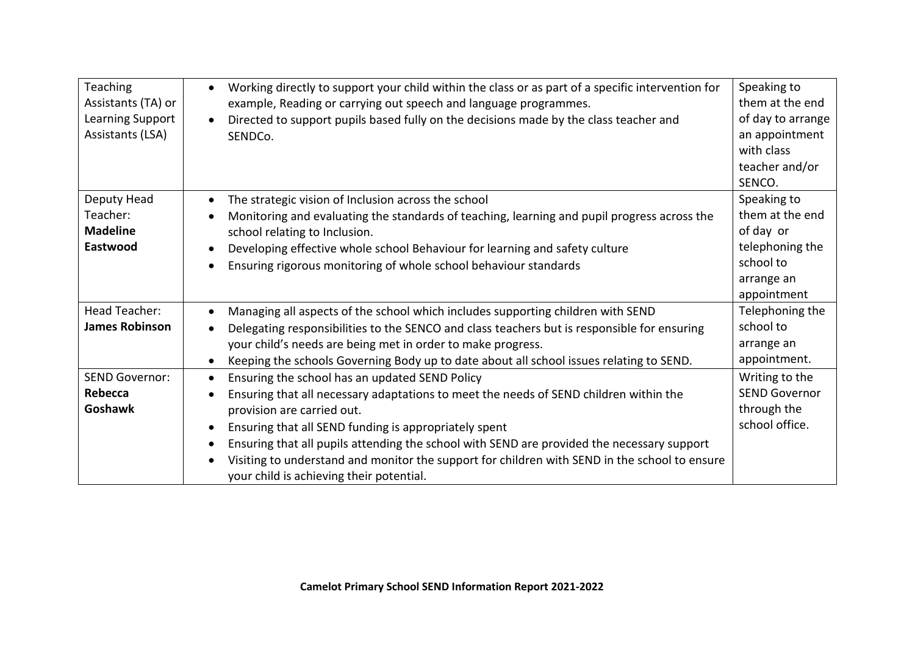| | | |
|---|---|---|
| Teaching Assistants (TA) or Learning Support Assistants (LSA) | • Working directly to support your child within the class or as part of a specific intervention for example, Reading or carrying out speech and language programmes.<br>• Directed to support pupils based fully on the decisions made by the class teacher and SENDCo. | Speaking to them at the end of day to arrange an appointment with class teacher and/or SENCO. |
| Deputy Head Teacher: **Madeline Eastwood** | • The strategic vision of Inclusion across the school<br>• Monitoring and evaluating the standards of teaching, learning and pupil progress across the school relating to Inclusion.<br>• Developing effective whole school Behaviour for learning and safety culture<br>• Ensuring rigorous monitoring of whole school behaviour standards | Speaking to them at the end of day or telephoning the school to arrange an appointment |
| Head Teacher: **James Robinson** | • Managing all aspects of the school which includes supporting children with SEND<br>• Delegating responsibilities to the SENCO and class teachers but is responsible for ensuring your child's needs are being met in order to make progress.<br>• Keeping the schools Governing Body up to date about all school issues relating to SEND. | Telephoning the school to arrange an appointment. |
| SEND Governor: **Rebecca Goshawk** | • Ensuring the school has an updated SEND Policy<br>• Ensuring that all necessary adaptations to meet the needs of SEND children within the provision are carried out.<br>• Ensuring that all SEND funding is appropriately spent<br>• Ensuring that all pupils attending the school with SEND are provided the necessary support<br>• Visiting to understand and monitor the support for children with SEND in the school to ensure your child is achieving their potential. | Writing to the SEND Governor through the school office. |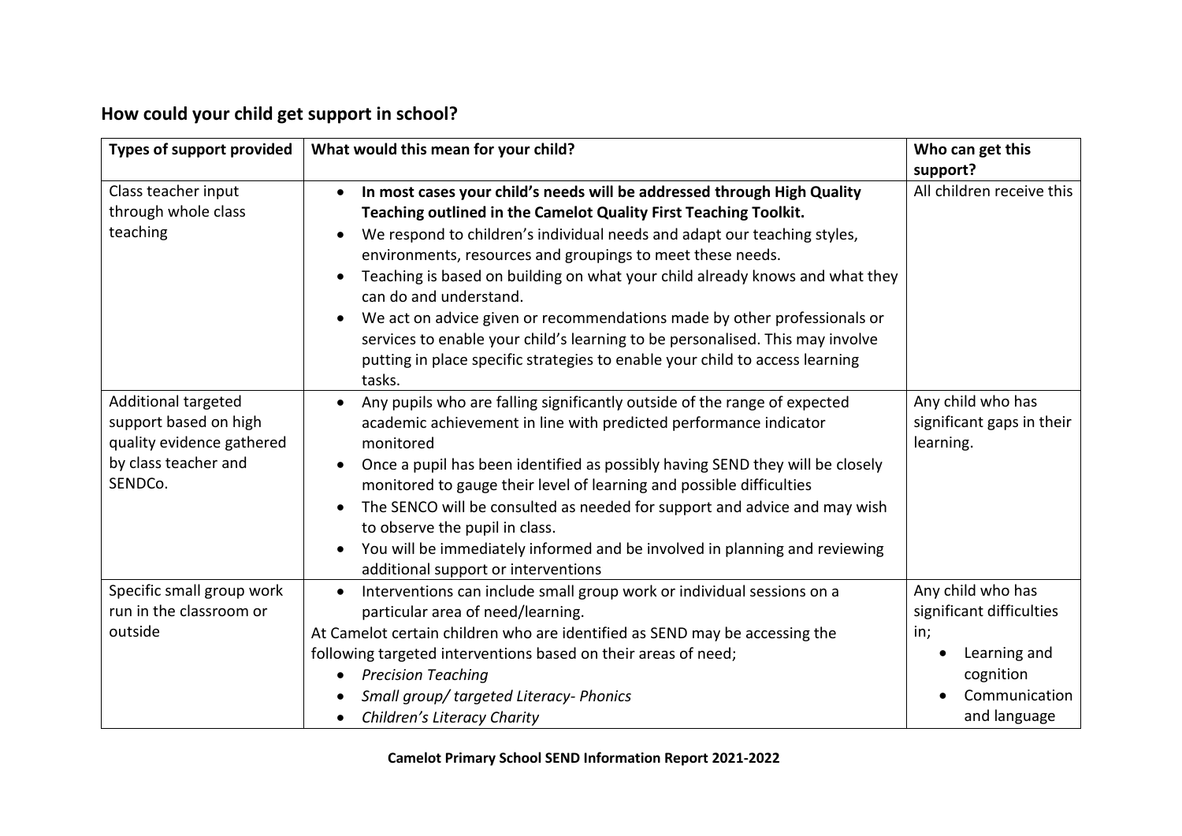## How could your child get support in school?

| Types of support provided | What would this mean for your child? | Who can get this support? |
|---|---|---|
| Class teacher input through whole class teaching | • **In most cases your child's needs will be addressed through High Quality Teaching outlined in the Camelot Quality First Teaching Toolkit.**<br>• We respond to children's individual needs and adapt our teaching styles, environments, resources and groupings to meet these needs.<br>• Teaching is based on building on what your child already knows and what they can do and understand.<br>• We act on advice given or recommendations made by other professionals or services to enable your child's learning to be personalised. This may involve putting in place specific strategies to enable your child to access learning tasks. | All children receive this |
| Additional targeted support based on high quality evidence gathered by class teacher and SENDCo. | • Any pupils who are falling significantly outside of the range of expected academic achievement in line with predicted performance indicator monitored<br>• Once a pupil has been identified as possibly having SEND they will be closely monitored to gauge their level of learning and possible difficulties<br>• The SENCO will be consulted as needed for support and advice and may wish to observe the pupil in class.<br>• You will be immediately informed and be involved in planning and reviewing additional support or interventions | Any child who has significant gaps in their learning. |
| Specific small group work run in the classroom or outside | • Interventions can include small group work or individual sessions on a particular area of need/learning.<br>At Camelot certain children who are identified as SEND may be accessing the following targeted interventions based on their areas of need;<br>• *Precision Teaching*<br>• *Small group/ targeted Literacy- Phonics*<br>• *Children's Literacy Charity* | Any child who has significant difficulties in;<br>• Learning and cognition<br>• Communication and language |

**Camelot Primary School SEND Information Report 2021-2022**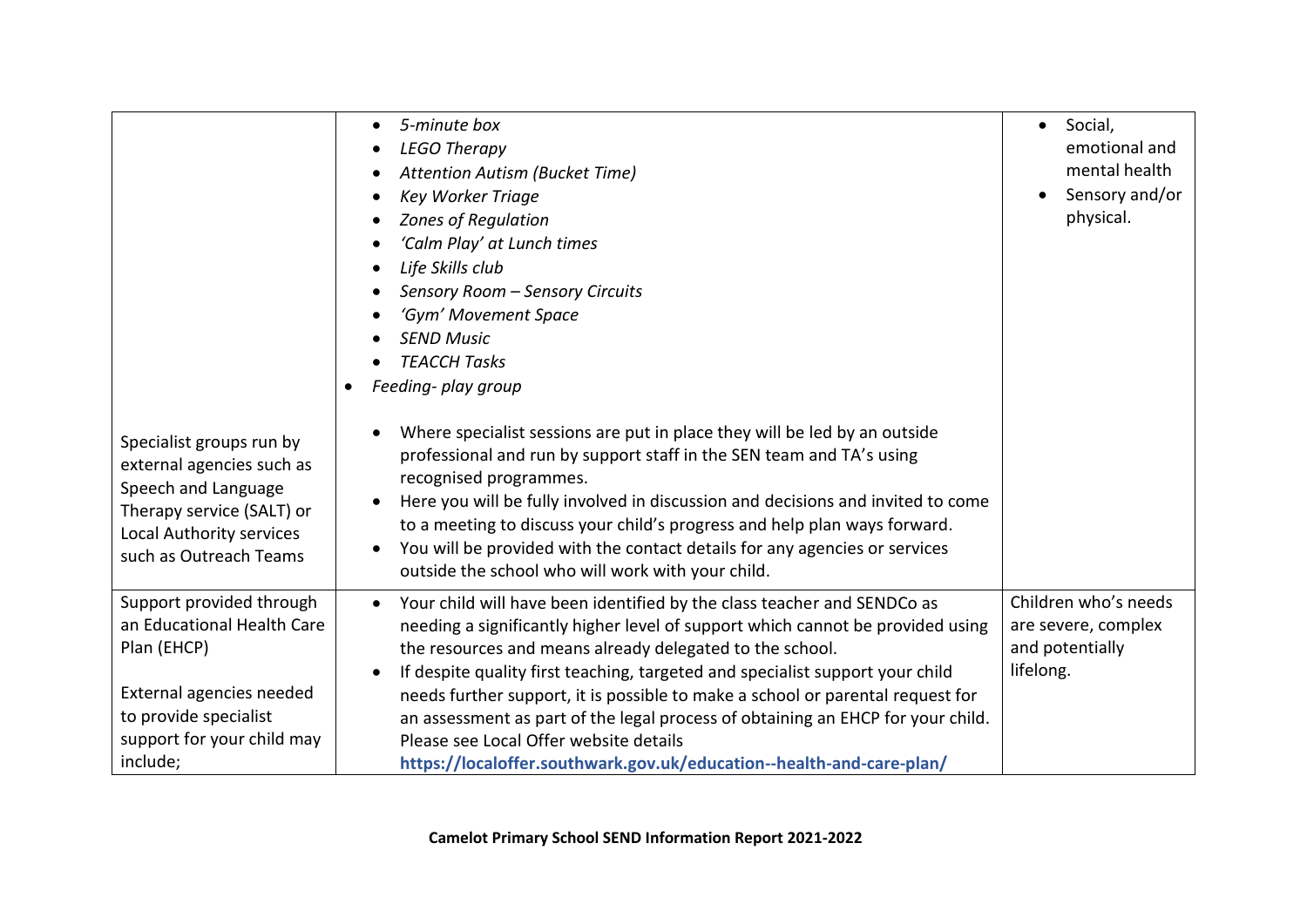| | | |
|---|---|---|
| Specialist groups run by external agencies such as Speech and Language Therapy service (SALT) or Local Authority services such as Outreach Teams | • *5-minute box*<br>• *LEGO Therapy*<br>• *Attention Autism (Bucket Time)*<br>• *Key Worker Triage*<br>• *Zones of Regulation*<br>• *'Calm Play' at Lunch times*<br>• *Life Skills club*<br>• *Sensory Room – Sensory Circuits*<br>• *'Gym' Movement Space*<br>• *SEND Music*<br>• *TEACCH Tasks*<br>• *Feeding- play group*<br><br>• Where specialist sessions are put in place they will be led by an outside professional and run by support staff in the SEN team and TA's using recognised programmes.<br>• Here you will be fully involved in discussion and decisions and invited to come to a meeting to discuss your child's progress and help plan ways forward.<br>• You will be provided with the contact details for any agencies or services outside the school who will work with your child. | • Social, emotional and mental health<br>• Sensory and/or physical. |
| Support provided through an Educational Health Care Plan (EHCP)<br><br>External agencies needed to provide specialist support for your child may include; | • Your child will have been identified by the class teacher and SENDCo as needing a significantly higher level of support which cannot be provided using the resources and means already delegated to the school.<br>• If despite quality first teaching, targeted and specialist support your child needs further support, it is possible to make a school or parental request for an assessment as part of the legal process of obtaining an EHCP for your child. Please see Local Offer website details **https://localoffer.southwark.gov.uk/education--health-and-care-plan/** | Children who's needs are severe, complex and potentially lifelong. |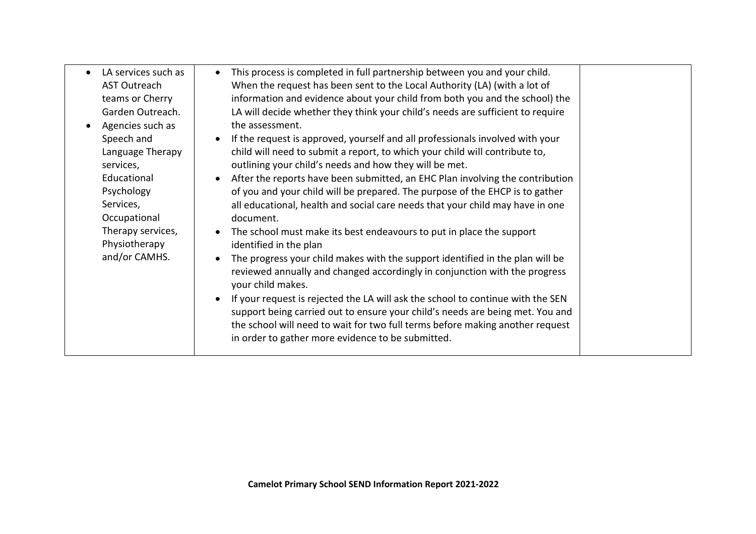| | | |
|---|---|---|
| <ul><li>LA services such as AST Outreach teams or Cherry Garden Outreach.</li><li>Agencies such as Speech and Language Therapy services, Educational Psychology Services, Occupational Therapy services, Physiotherapy and/or CAMHS.</li></ul> | <ul><li>This process is completed in full partnership between you and your child. When the request has been sent to the Local Authority (LA) (with a lot of information and evidence about your child from both you and the school) the LA will decide whether they think your child's needs are sufficient to require the assessment.</li><li>If the request is approved, yourself and all professionals involved with your child will need to submit a report, to which your child will contribute to, outlining your child's needs and how they will be met.</li><li>After the reports have been submitted, an EHC Plan involving the contribution of you and your child will be prepared. The purpose of the EHCP is to gather all educational, health and social care needs that your child may have in one document.</li><li>The school must make its best endeavours to put in place the support identified in the plan</li><li>The progress your child makes with the support identified in the plan will be reviewed annually and changed accordingly in conjunction with the progress your child makes.</li><li>If your request is rejected the LA will ask the school to continue with the SEN support being carried out to ensure your child's needs are being met. You and the school will need to wait for two full terms before making another request in order to gather more evidence to be submitted.</li></ul> | |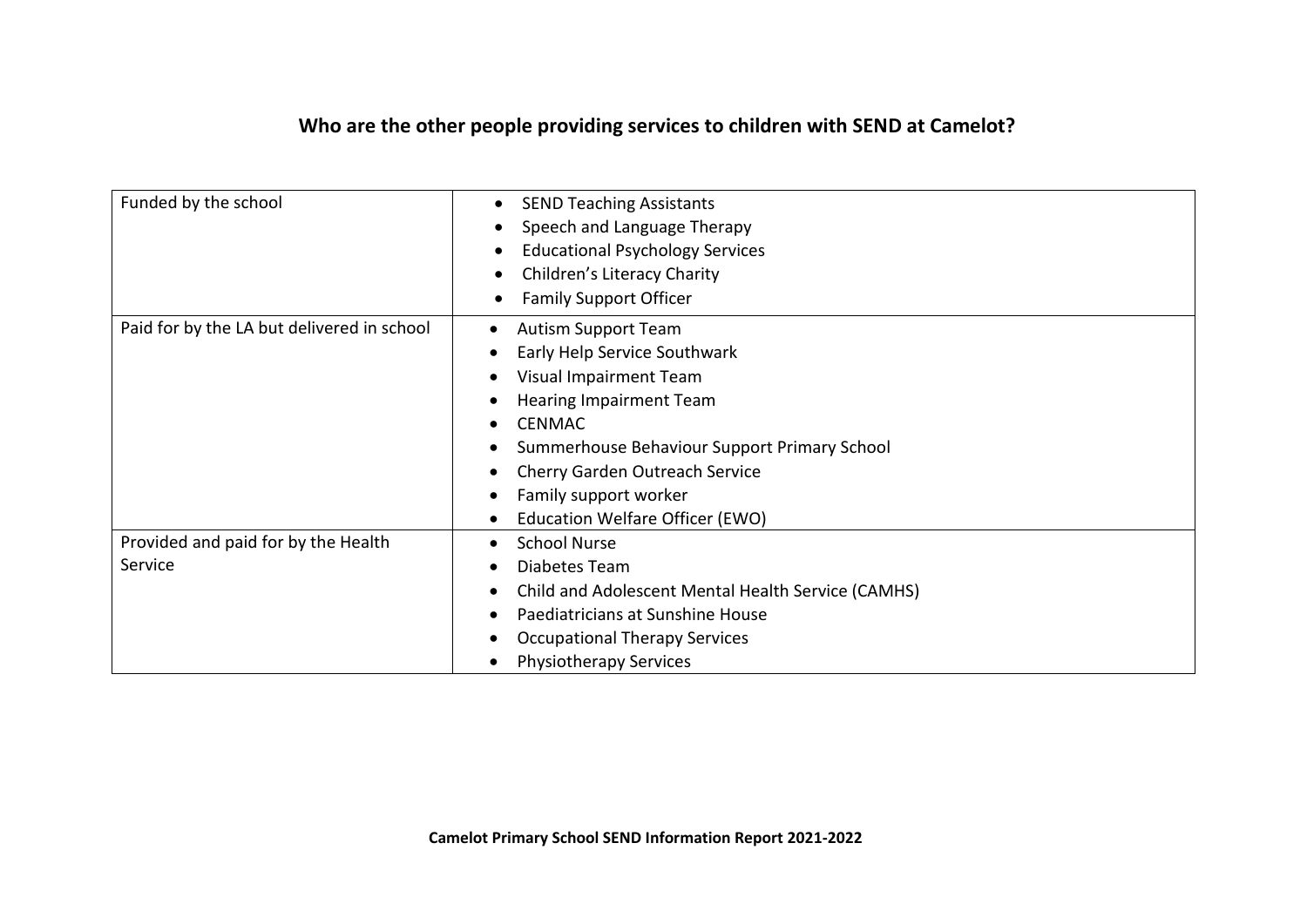## Who are the other people providing services to children with SEND at Camelot?

| | |
|---|---|
| Funded by the school | • SEND Teaching Assistants<br>• Speech and Language Therapy<br>• Educational Psychology Services<br>• Children's Literacy Charity<br>• Family Support Officer |
| Paid for by the LA but delivered in school | • Autism Support Team<br>• Early Help Service Southwark<br>• Visual Impairment Team<br>• Hearing Impairment Team<br>• CENMAC<br>• Summerhouse Behaviour Support Primary School<br>• Cherry Garden Outreach Service<br>• Family support worker<br>• Education Welfare Officer (EWO) |
| Provided and paid for by the Health Service | • School Nurse<br>• Diabetes Team<br>• Child and Adolescent Mental Health Service (CAMHS)<br>• Paediatricians at Sunshine House<br>• Occupational Therapy Services<br>• Physiotherapy Services |

**Camelot Primary School SEND Information Report 2021-2022**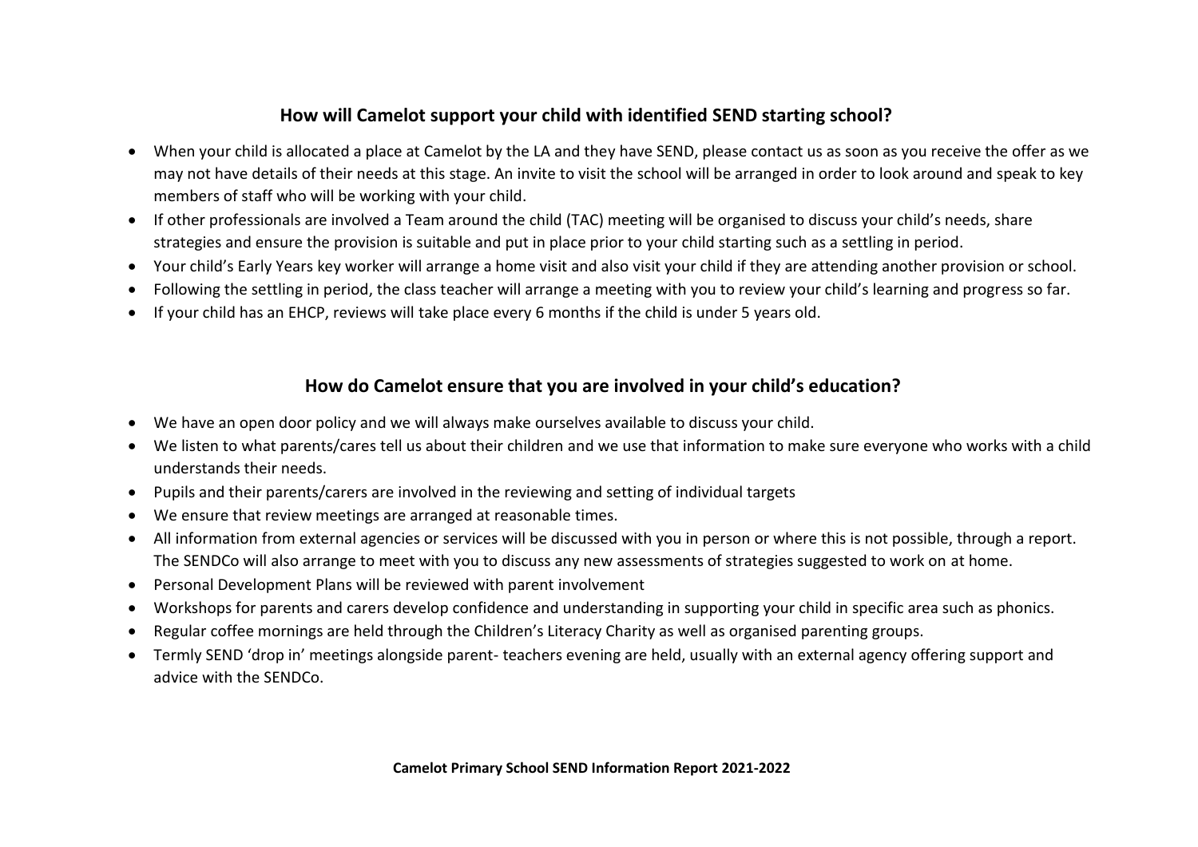## How will Camelot support your child with identified SEND starting school?

- When your child is allocated a place at Camelot by the LA and they have SEND, please contact us as soon as you receive the offer as we may not have details of their needs at this stage. An invite to visit the school will be arranged in order to look around and speak to key members of staff who will be working with your child.
- If other professionals are involved a Team around the child (TAC) meeting will be organised to discuss your child's needs, share strategies and ensure the provision is suitable and put in place prior to your child starting such as a settling in period.
- Your child's Early Years key worker will arrange a home visit and also visit your child if they are attending another provision or school.
- Following the settling in period, the class teacher will arrange a meeting with you to review your child's learning and progress so far.
- If your child has an EHCP, reviews will take place every 6 months if the child is under 5 years old.

## How do Camelot ensure that you are involved in your child's education?

- We have an open door policy and we will always make ourselves available to discuss your child.
- We listen to what parents/cares tell us about their children and we use that information to make sure everyone who works with a child understands their needs.
- Pupils and their parents/carers are involved in the reviewing and setting of individual targets
- We ensure that review meetings are arranged at reasonable times.
- All information from external agencies or services will be discussed with you in person or where this is not possible, through a report. The SENDCo will also arrange to meet with you to discuss any new assessments of strategies suggested to work on at home.
- Personal Development Plans will be reviewed with parent involvement
- Workshops for parents and carers develop confidence and understanding in supporting your child in specific area such as phonics.
- Regular coffee mornings are held through the Children's Literacy Charity as well as organised parenting groups.
- Termly SEND 'drop in' meetings alongside parent- teachers evening are held, usually with an external agency offering support and advice with the SENDCo.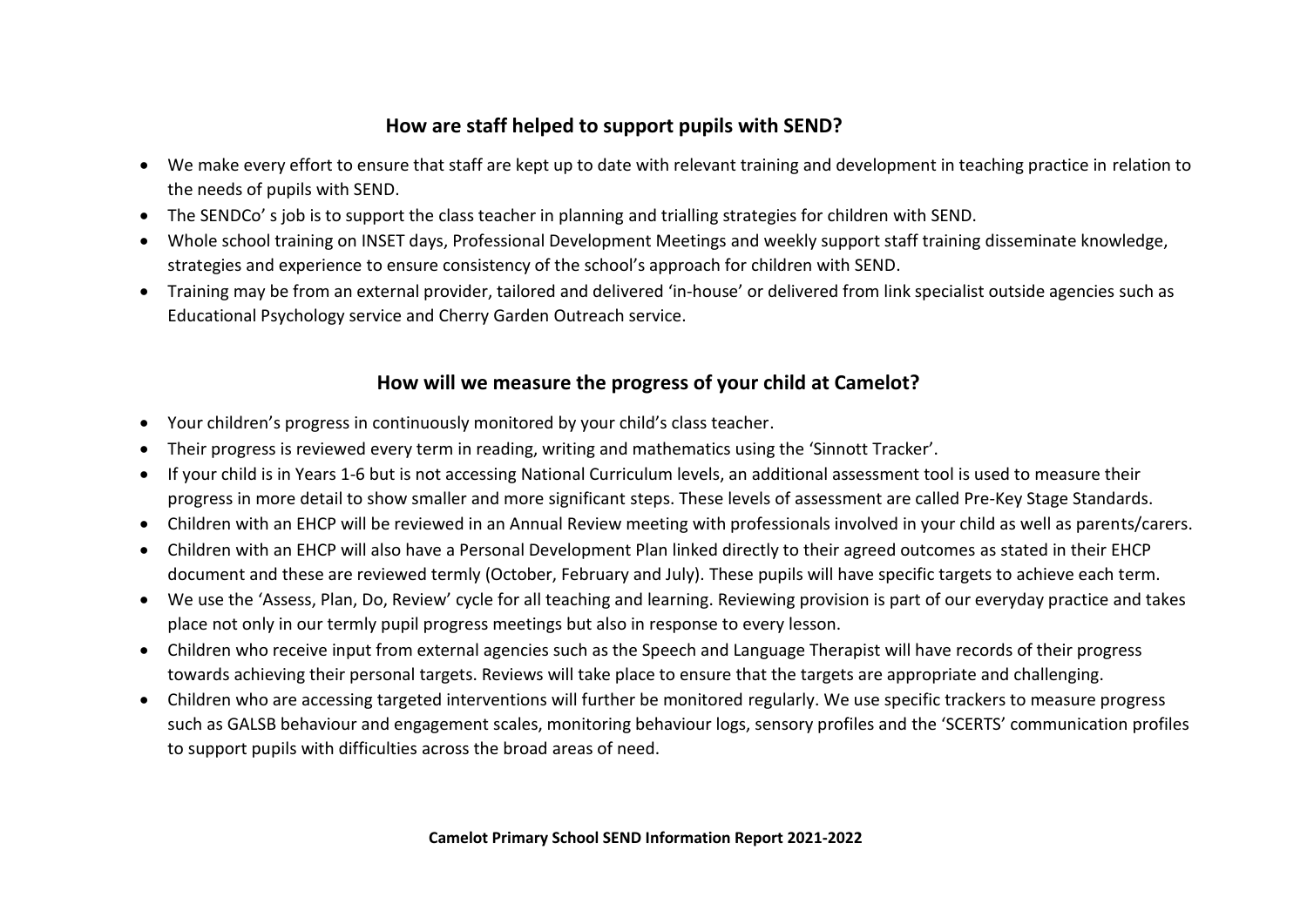## How are staff helped to support pupils with SEND?

- We make every effort to ensure that staff are kept up to date with relevant training and development in teaching practice in relation to the needs of pupils with SEND.
- The SENDCo' s job is to support the class teacher in planning and trialling strategies for children with SEND.
- Whole school training on INSET days, Professional Development Meetings and weekly support staff training disseminate knowledge, strategies and experience to ensure consistency of the school's approach for children with SEND.
- Training may be from an external provider, tailored and delivered 'in-house' or delivered from link specialist outside agencies such as Educational Psychology service and Cherry Garden Outreach service.

## How will we measure the progress of your child at Camelot?

- Your children's progress in continuously monitored by your child's class teacher.
- Their progress is reviewed every term in reading, writing and mathematics using the 'Sinnott Tracker'.
- If your child is in Years 1-6 but is not accessing National Curriculum levels, an additional assessment tool is used to measure their progress in more detail to show smaller and more significant steps. These levels of assessment are called Pre-Key Stage Standards.
- Children with an EHCP will be reviewed in an Annual Review meeting with professionals involved in your child as well as parents/carers.
- Children with an EHCP will also have a Personal Development Plan linked directly to their agreed outcomes as stated in their EHCP document and these are reviewed termly (October, February and July). These pupils will have specific targets to achieve each term.
- We use the 'Assess, Plan, Do, Review' cycle for all teaching and learning. Reviewing provision is part of our everyday practice and takes place not only in our termly pupil progress meetings but also in response to every lesson.
- Children who receive input from external agencies such as the Speech and Language Therapist will have records of their progress towards achieving their personal targets. Reviews will take place to ensure that the targets are appropriate and challenging.
- Children who are accessing targeted interventions will further be monitored regularly. We use specific trackers to measure progress such as GALSB behaviour and engagement scales, monitoring behaviour logs, sensory profiles and the 'SCERTS' communication profiles to support pupils with difficulties across the broad areas of need.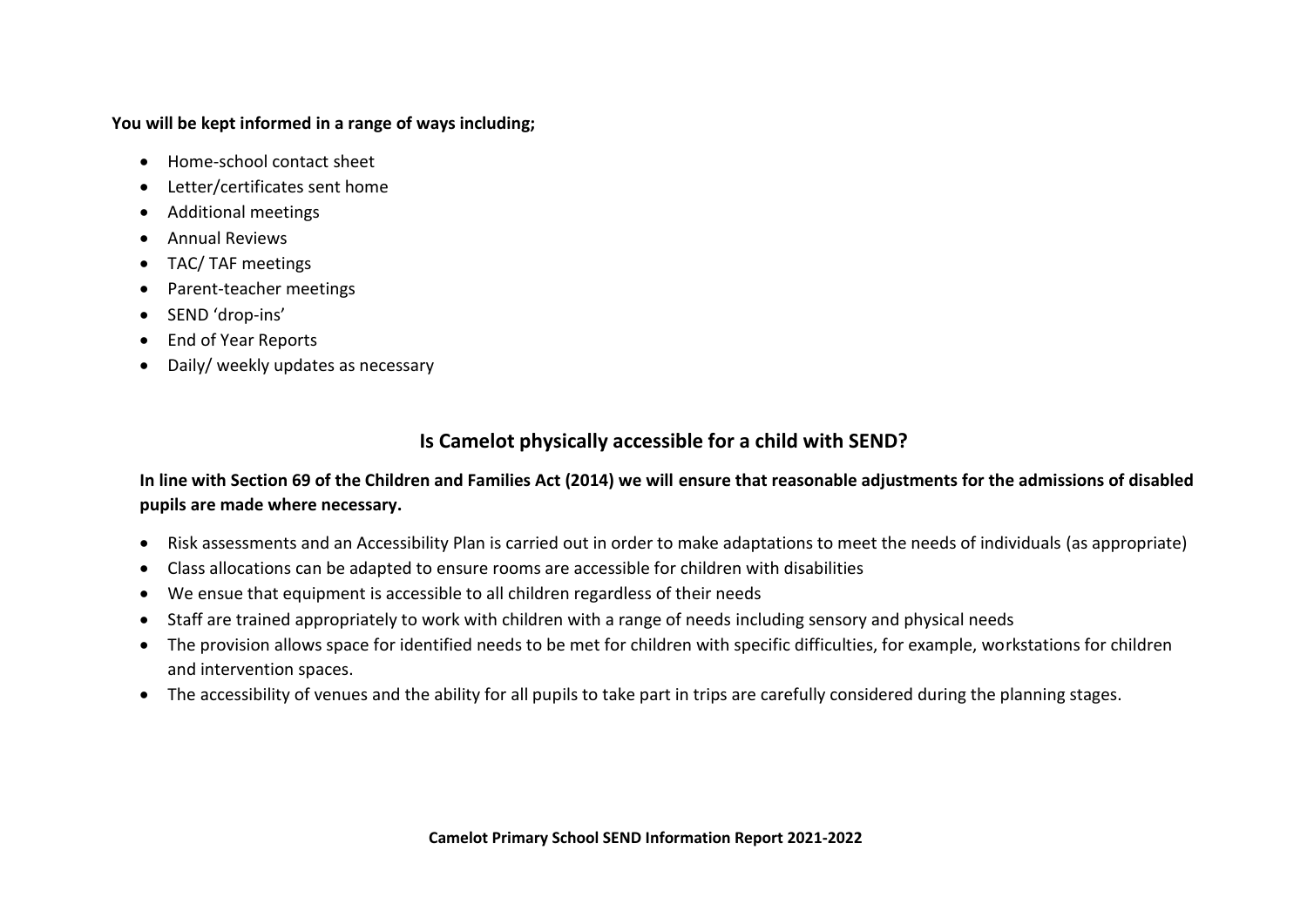**You will be kept informed in a range of ways including;**

- Home-school contact sheet
- Letter/certificates sent home
- Additional meetings
- Annual Reviews
- TAC/ TAF meetings
- Parent-teacher meetings
- SEND 'drop-ins'
- End of Year Reports
- Daily/ weekly updates as necessary

## Is Camelot physically accessible for a child with SEND?

**In line with Section 69 of the Children and Families Act (2014) we will ensure that reasonable adjustments for the admissions of disabled pupils are made where necessary.**

- Risk assessments and an Accessibility Plan is carried out in order to make adaptations to meet the needs of individuals (as appropriate)
- Class allocations can be adapted to ensure rooms are accessible for children with disabilities
- We ensue that equipment is accessible to all children regardless of their needs
- Staff are trained appropriately to work with children with a range of needs including sensory and physical needs
- The provision allows space for identified needs to be met for children with specific difficulties, for example, workstations for children and intervention spaces.
- The accessibility of venues and the ability for all pupils to take part in trips are carefully considered during the planning stages.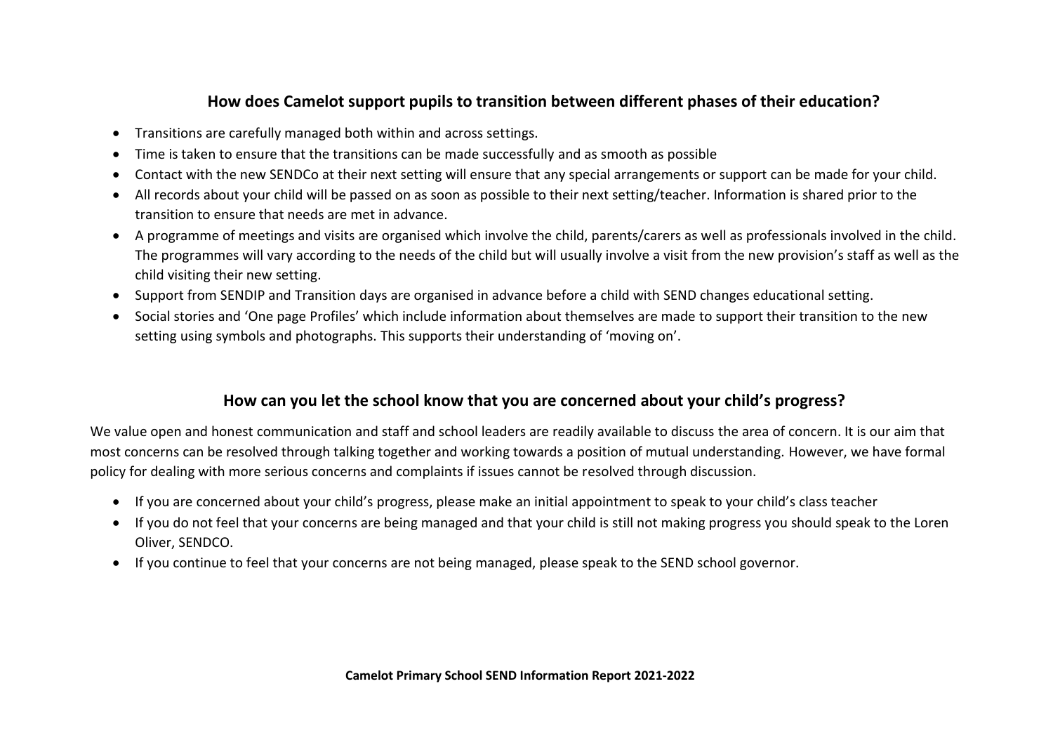## How does Camelot support pupils to transition between different phases of their education?

- Transitions are carefully managed both within and across settings.
- Time is taken to ensure that the transitions can be made successfully and as smooth as possible
- Contact with the new SENDCo at their next setting will ensure that any special arrangements or support can be made for your child.
- All records about your child will be passed on as soon as possible to their next setting/teacher. Information is shared prior to the transition to ensure that needs are met in advance.
- A programme of meetings and visits are organised which involve the child, parents/carers as well as professionals involved in the child. The programmes will vary according to the needs of the child but will usually involve a visit from the new provision's staff as well as the child visiting their new setting.
- Support from SENDIP and Transition days are organised in advance before a child with SEND changes educational setting.
- Social stories and 'One page Profiles' which include information about themselves are made to support their transition to the new setting using symbols and photographs. This supports their understanding of 'moving on'.

## How can you let the school know that you are concerned about your child's progress?

We value open and honest communication and staff and school leaders are readily available to discuss the area of concern. It is our aim that most concerns can be resolved through talking together and working towards a position of mutual understanding. However, we have formal policy for dealing with more serious concerns and complaints if issues cannot be resolved through discussion.

- If you are concerned about your child's progress, please make an initial appointment to speak to your child's class teacher
- If you do not feel that your concerns are being managed and that your child is still not making progress you should speak to the Loren Oliver, SENDCO.
- If you continue to feel that your concerns are not being managed, please speak to the SEND school governor.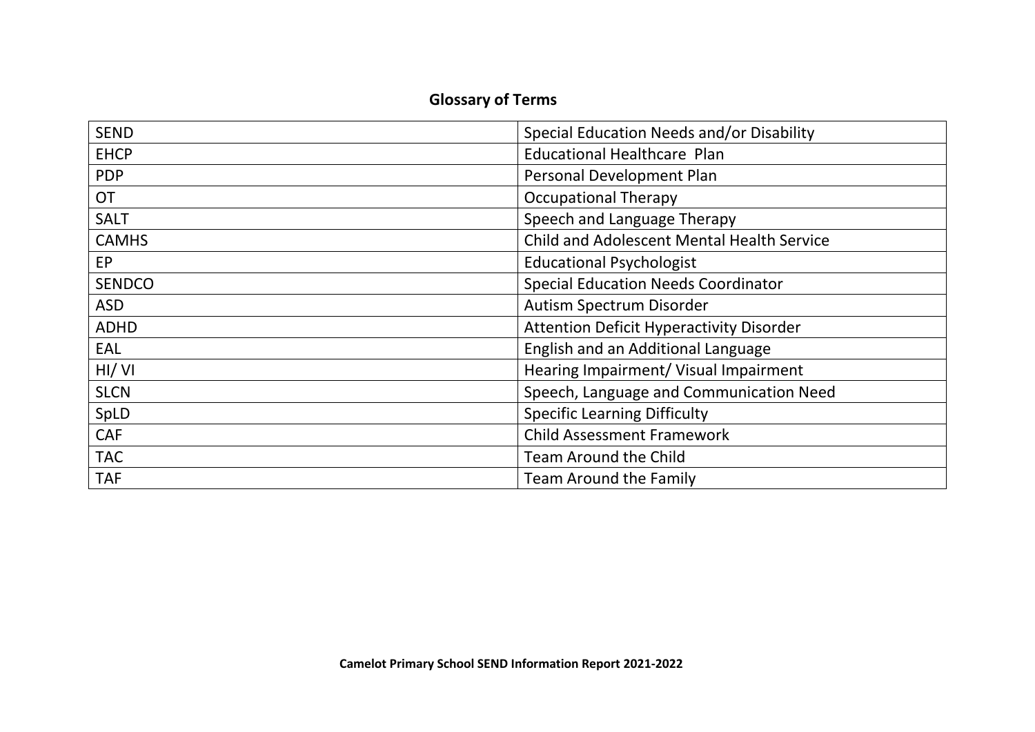## Glossary of Terms

| | |
|---|---|
| SEND | Special Education Needs and/or Disability |
| EHCP | Educational Healthcare Plan |
| PDP | Personal Development Plan |
| OT | Occupational Therapy |
| SALT | Speech and Language Therapy |
| CAMHS | Child and Adolescent Mental Health Service |
| EP | Educational Psychologist |
| SENDCO | Special Education Needs Coordinator |
| ASD | Autism Spectrum Disorder |
| ADHD | Attention Deficit Hyperactivity Disorder |
| EAL | English and an Additional Language |
| HI/ VI | Hearing Impairment/ Visual Impairment |
| SLCN | Speech, Language and Communication Need |
| SpLD | Specific Learning Difficulty |
| CAF | Child Assessment Framework |
| TAC | Team Around the Child |
| TAF | Team Around the Family |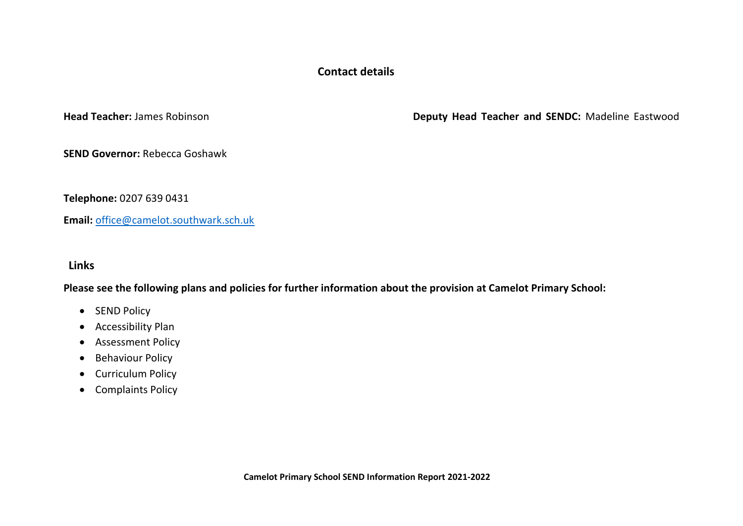## Contact details

**Head Teacher:** James Robinson

**Deputy Head Teacher and SENDC:** Madeline Eastwood

**SEND Governor:** Rebecca Goshawk

**Telephone:** 0207 639 0431

**Email:** office@camelot.southwark.sch.uk

### Links

**Please see the following plans and policies for further information about the provision at Camelot Primary School:**

- SEND Policy
- Accessibility Plan
- Assessment Policy
- Behaviour Policy
- Curriculum Policy
- Complaints Policy